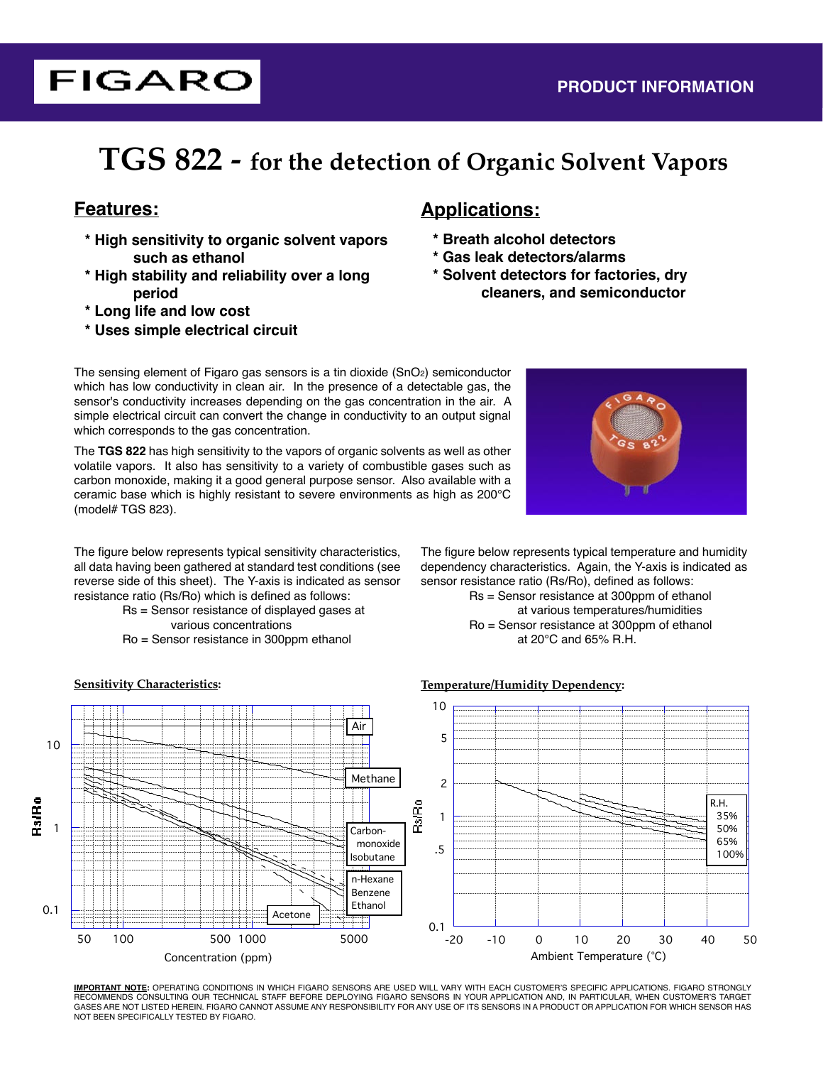FIGARO

PRODUCT INFORMATION

# TGS 822 - for the detection of Organic Solvent Vapors

## Features:

* High sensitivity to organic solvent vapors such as ethanol
* High stability and reliability over a long period
* Long life and low cost
* Uses simple electrical circuit

## Applications:

* Breath alcohol detectors
* Gas leak detectors/alarms
* Solvent detectors for factories, dry cleaners, and semiconductor

The sensing element of Figaro gas sensors is a tin dioxide ($SnO_2$) semiconductor which has low conductivity in clean air. In the presence of a detectable gas, the sensor's conductivity increases depending on the gas concentration in the air. A simple electrical circuit can convert the change in conductivity to an output signal which corresponds to the gas concentration.

The **TGS 822** has high sensitivity to the vapors of organic solvents as well as other volatile vapors. It also has sensitivity to a variety of combustible gases such as carbon monoxide, making it a good general purpose sensor. Also available with a ceramic base which is highly resistant to severe environments as high as 200°C (model# TGS 823).

The figure below represents typical sensitivity characteristics, all data having been gathered at standard test conditions (see reverse side of this sheet). The Y-axis is indicated as sensor resistance ratio (Rs/Ro) which is defined as follows:

Rs = Sensor resistance of displayed gases at various concentrations
Ro = Sensor resistance in 300ppm ethanol

The figure below represents typical temperature and humidity dependency characteristics. Again, the Y-axis is indicated as sensor resistance ratio (Rs/Ro), defined as follows:

Rs = Sensor resistance at 300ppm of ethanol at various temperatures/humidities
Ro = Sensor resistance at 300ppm of ethanol at 20°C and 65% R.H.

**Sensitivity Characteristics:**

**Temperature/Humidity Dependency:**

**IMPORTANT NOTE:** OPERATING CONDITIONS IN WHICH FIGARO SENSORS ARE USED WILL VARY WITH EACH CUSTOMER'S SPECIFIC APPLICATIONS. FIGARO STRONGLY RECOMMENDS CONSULTING OUR TECHNICAL STAFF BEFORE DEPLOYING FIGARO SENSORS IN YOUR APPLICATION AND, IN PARTICULAR, WHEN CUSTOMER'S TARGET GASES ARE NOT LISTED HEREIN. FIGARO CANNOT ASSUME ANY RESPONSIBILITY FOR ANY USE OF ITS SENSORS IN A PRODUCT OR APPLICATION FOR WHICH SENSOR HAS NOT BEEN SPECIFICALLY TESTED BY FIGARO.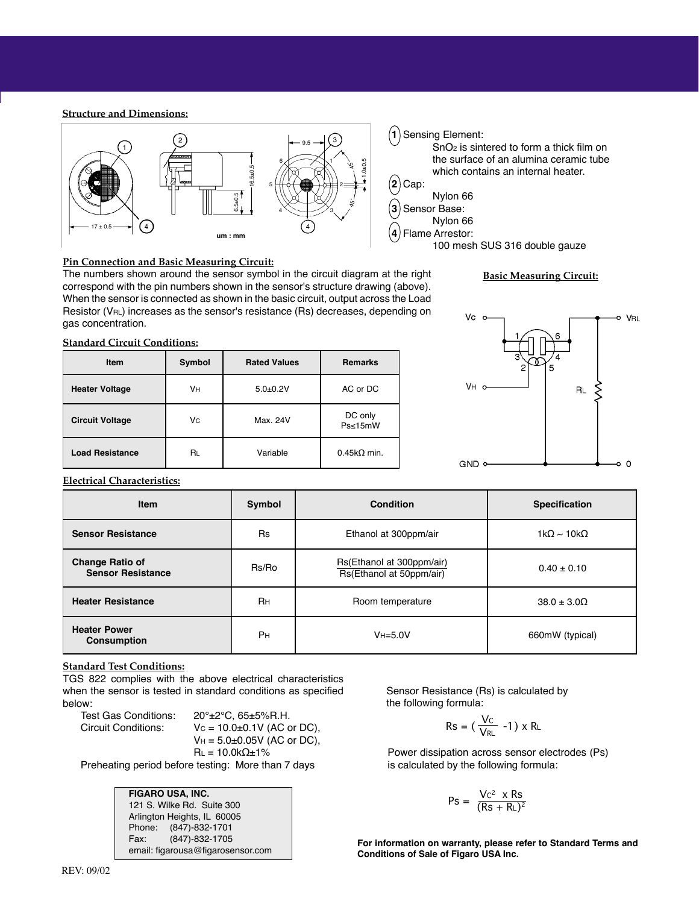## Structure and Dimensions:

17 ± 0.5

16.5±0.5

6.5±0.5

9.5

1.0±0.5

45°

45°

um : mm

1 Sensing Element:
$SnO_2$ is sintered to form a thick film on the surface of an alumina ceramic tube which contains an internal heater.

2 Cap:
Nylon 66

3 Sensor Base:
Nylon 66

4 Flame Arrestor:
100 mesh SUS 316 double gauze

## Pin Connection and Basic Measuring Circuit:

The numbers shown around the sensor symbol in the circuit diagram at the right correspond with the pin numbers shown in the sensor's structure drawing (above). When the sensor is connected as shown in the basic circuit, output across the Load Resistor ($V_{RL}$) increases as the sensor's resistance (Rs) decreases, depending on gas concentration.

### Basic Measuring Circuit:

Vc

$V_{RL}$

$V_H$

$R_L$

GND

0

## Standard Circuit Conditions:

| Item | Symbol | Rated Values | Remarks |
|---|---|---|---|
| **Heater Voltage** | $V_H$ | 5.0±0.2V | AC or DC |
| **Circuit Voltage** | $V_C$ | Max. 24V | DC only $P_s \leq 15mW$ |
| **Load Resistance** | $R_L$ | Variable | 0.45kΩ min. |

## Electrical Characteristics:

| Item | Symbol | Condition | Specification |
|---|---|---|---|
| **Sensor Resistance** | Rs | Ethanol at 300ppm/air | 1kΩ ~ 10kΩ |
| **Change Ratio of Sensor Resistance** | Rs/Ro | Rs(Ethanol at 300ppm/air) / Rs(Ethanol at 50ppm/air) | 0.40 ± 0.10 |
| **Heater Resistance** | $R_H$ | Room temperature | 38.0 ± 3.0Ω |
| **Heater Power Consumption** | $P_H$ | $V_H$=5.0V | 660mW (typical) |

## Standard Test Conditions:

TGS 822 complies with the above electrical characteristics when the sensor is tested in standard conditions as specified below:

Test Gas Conditions: 20°±2°C, 65±5%R.H.
Circuit Conditions: $V_C$ = 10.0±0.1V (AC or DC), $V_H$ = 5.0±0.05V (AC or DC), $R_L$ = 10.0kΩ±1%
Preheating period before testing: More than 7 days

Sensor Resistance (Rs) is calculated by the following formula:

$$Rs = \left(\frac{V_C}{V_{RL}} - 1\right) \times R_L$$

Power dissipation across sensor electrodes (Ps) is calculated by the following formula:

$$Ps = \frac{V_C^2 \times Rs}{(Rs + R_L)^2}$$

**FIGARO USA, INC.**
121 S. Wilke Rd. Suite 300
Arlington Heights, IL 60005
Phone: (847)-832-1701
Fax: (847)-832-1705
email: figarousa@figarosensor.com

**For information on warranty, please refer to Standard Terms and Conditions of Sale of Figaro USA Inc.**

REV: 09/02